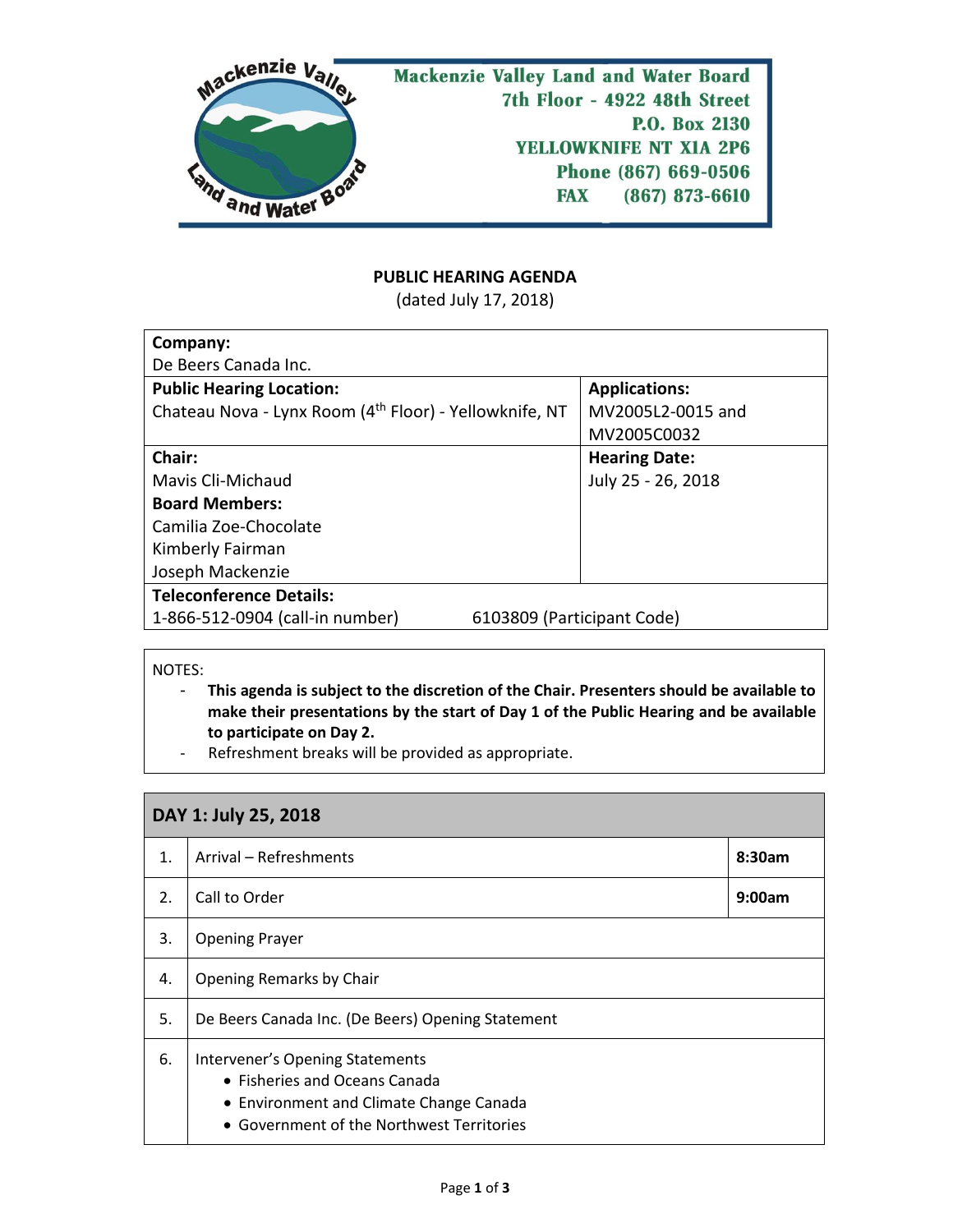Mackenzie Valley Land and Water Board
7th Floor - 4922 48th Street
P.O. Box 2130
YELLOWKNIFE NT X1A 2P6
Phone (867) 669-0506
FAX (867) 873-6610

## PUBLIC HEARING AGENDA

(dated July 17, 2018)

| **Company:** De Beers Canada Inc. | |
|---|---|
| **Public Hearing Location:** Chateau Nova - Lynx Room (4th Floor) - Yellowknife, NT | **Applications:** MV2005L2-0015 and MV2005C0032 |
| **Chair:** Mavis Cli-Michaud<br>**Board Members:** Camilia Zoe-Chocolate, Kimberly Fairman, Joseph Mackenzie | **Hearing Date:** July 25 - 26, 2018 |
| **Teleconference Details:** 1-866-512-0904 (call-in number) | 6103809 (Participant Code) |

NOTES:

- **This agenda is subject to the discretion of the Chair. Presenters should be available to make their presentations by the start of Day 1 of the Public Hearing and be available to participate on Day 2.**
- Refreshment breaks will be provided as appropriate.

| **DAY 1: July 25, 2018** | | |
|---|---|---|
| 1. | Arrival – Refreshments | **8:30am** |
| 2. | Call to Order | **9:00am** |
| 3. | Opening Prayer | |
| 4. | Opening Remarks by Chair | |
| 5. | De Beers Canada Inc. (De Beers) Opening Statement | |
| 6. | Intervener's Opening Statements<br>• Fisheries and Oceans Canada<br>• Environment and Climate Change Canada<br>• Government of the Northwest Territories | |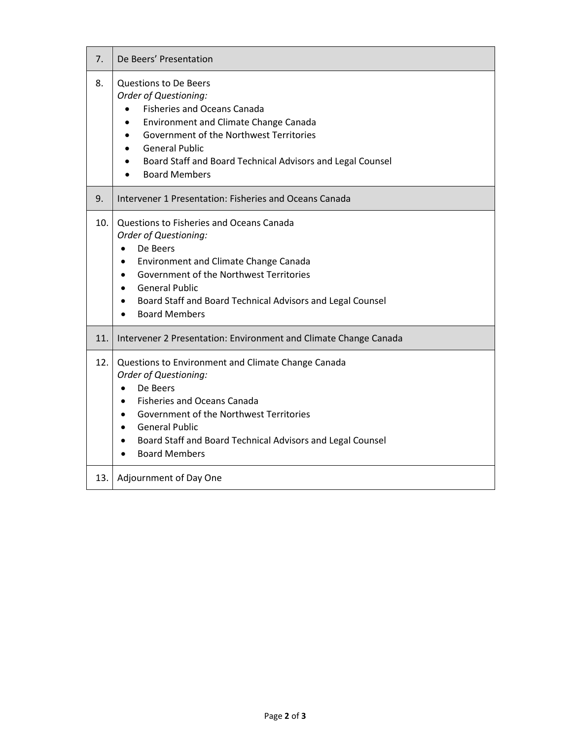| | |
|---|---|
| 7. | De Beers' Presentation |
| 8. | Questions to De Beers<br>*Order of Questioning:*<br>• Fisheries and Oceans Canada<br>• Environment and Climate Change Canada<br>• Government of the Northwest Territories<br>• General Public<br>• Board Staff and Board Technical Advisors and Legal Counsel<br>• Board Members |
| 9. | Intervener 1 Presentation: Fisheries and Oceans Canada |
| 10. | Questions to Fisheries and Oceans Canada<br>*Order of Questioning:*<br>• De Beers<br>• Environment and Climate Change Canada<br>• Government of the Northwest Territories<br>• General Public<br>• Board Staff and Board Technical Advisors and Legal Counsel<br>• Board Members |
| 11. | Intervener 2 Presentation: Environment and Climate Change Canada |
| 12. | Questions to Environment and Climate Change Canada<br>*Order of Questioning:*<br>• De Beers<br>• Fisheries and Oceans Canada<br>• Government of the Northwest Territories<br>• General Public<br>• Board Staff and Board Technical Advisors and Legal Counsel<br>• Board Members |
| 13. | Adjournment of Day One |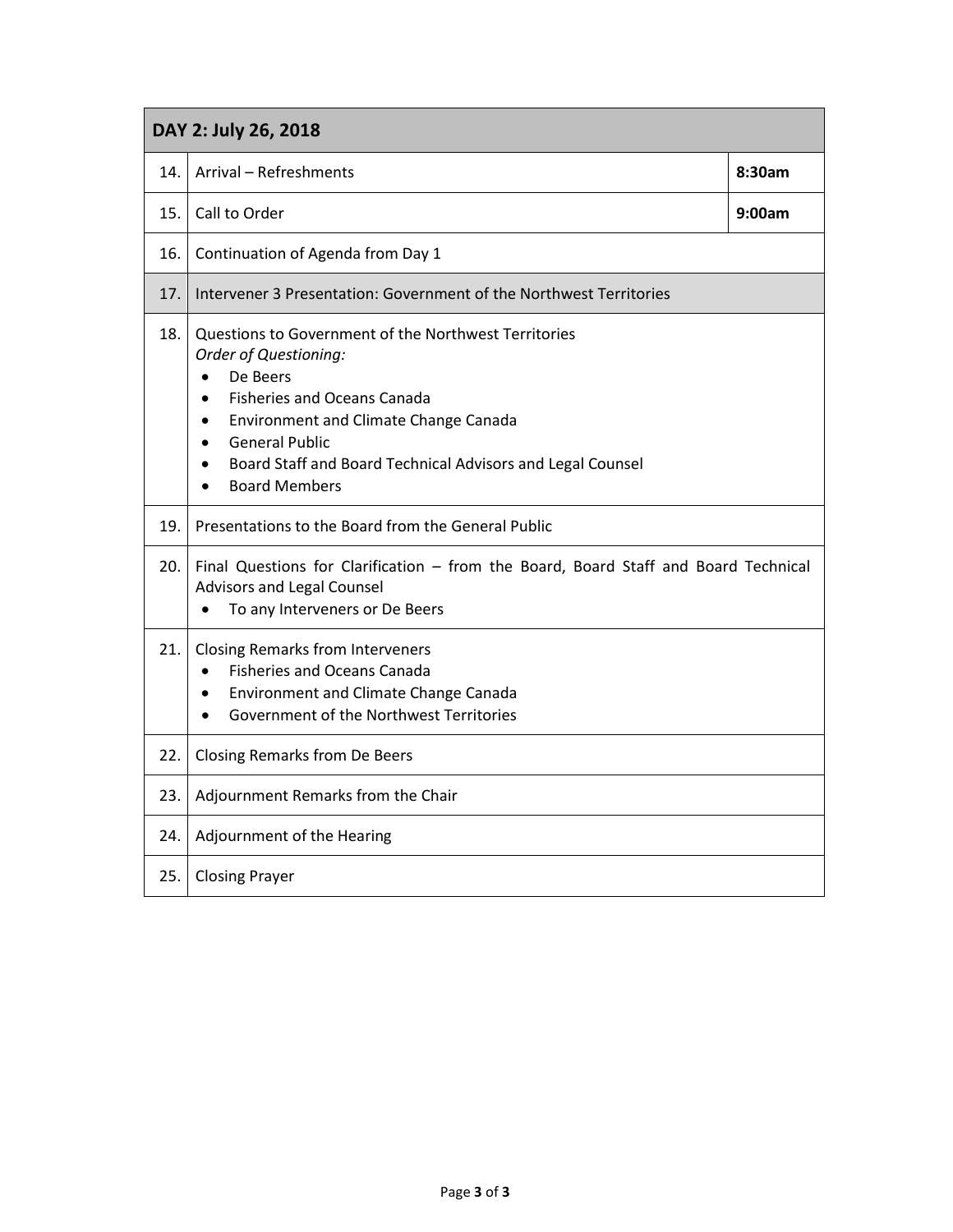| DAY 2: July 26, 2018 | | |
| --- | --- | --- |
| 14. | Arrival – Refreshments | **8:30am** |
| 15. | Call to Order | **9:00am** |
| 16. | Continuation of Agenda from Day 1 | |
| 17. | Intervener 3 Presentation: Government of the Northwest Territories | |
| 18. | Questions to Government of the Northwest Territories<br>*Order of Questioning:*<br>• De Beers<br>• Fisheries and Oceans Canada<br>• Environment and Climate Change Canada<br>• General Public<br>• Board Staff and Board Technical Advisors and Legal Counsel<br>• Board Members | |
| 19. | Presentations to the Board from the General Public | |
| 20. | Final Questions for Clarification – from the Board, Board Staff and Board Technical Advisors and Legal Counsel<br>• To any Interveners or De Beers | |
| 21. | Closing Remarks from Interveners<br>• Fisheries and Oceans Canada<br>• Environment and Climate Change Canada<br>• Government of the Northwest Territories | |
| 22. | Closing Remarks from De Beers | |
| 23. | Adjournment Remarks from the Chair | |
| 24. | Adjournment of the Hearing | |
| 25. | Closing Prayer | |